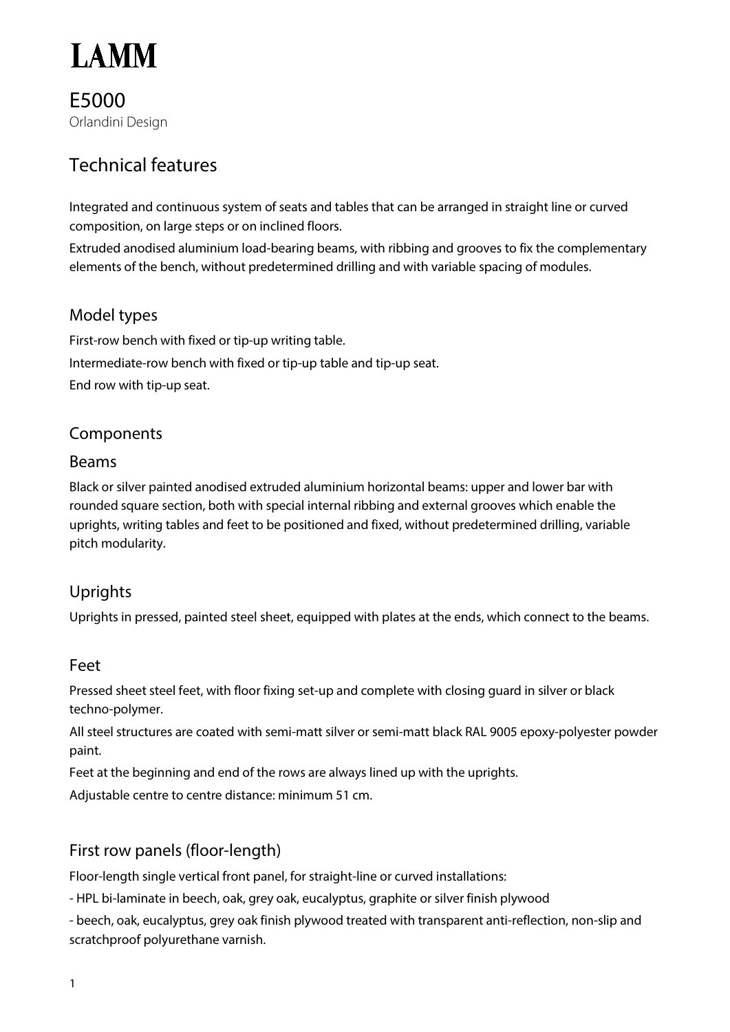# LAMM

## E5000

Orlandini Design

## Technical features

Integrated and continuous system of seats and tables that can be arranged in straight line or curved composition, on large steps or on inclined floors.

Extruded anodised aluminium load-bearing beams, with ribbing and grooves to fix the complementary elements of the bench, without predetermined drilling and with variable spacing of modules.

### Model types

First-row bench with fixed or tip-up writing table.

Intermediate-row bench with fixed or tip-up table and tip-up seat.

End row with tip-up seat.

### Components

### Beams

Black or silver painted anodised extruded aluminium horizontal beams: upper and lower bar with rounded square section, both with special internal ribbing and external grooves which enable the uprights, writing tables and feet to be positioned and fixed, without predetermined drilling, variable pitch modularity.

### Uprights

Uprights in pressed, painted steel sheet, equipped with plates at the ends, which connect to the beams.

### Feet

Pressed sheet steel feet, with floor fixing set-up and complete with closing guard in silver or black techno-polymer.

All steel structures are coated with semi-matt silver or semi-matt black RAL 9005 epoxy-polyester powder paint.

Feet at the beginning and end of the rows are always lined up with the uprights.

Adjustable centre to centre distance: minimum 51 cm.

### First row panels (floor-length)

Floor-length single vertical front panel, for straight-line or curved installations:

- HPL bi-laminate in beech, oak, grey oak, eucalyptus, graphite or silver finish plywood
- beech, oak, eucalyptus, grey oak finish plywood treated with transparent anti-reflection, non-slip and scratchproof polyurethane varnish.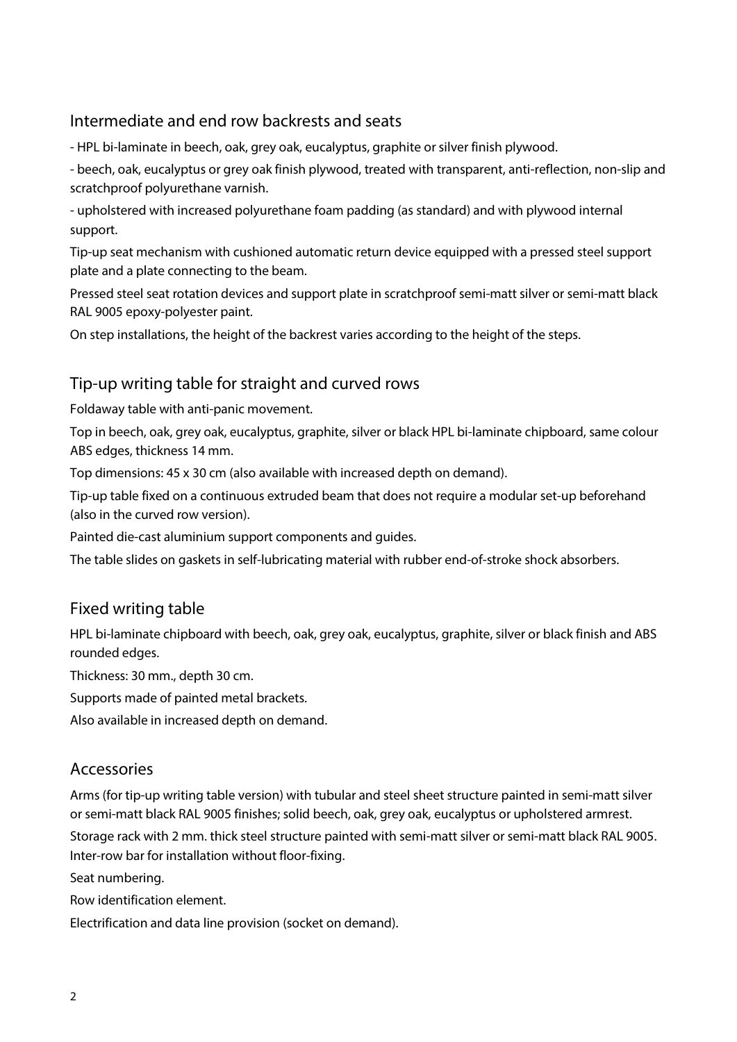## Intermediate and end row backrests and seats

- HPL bi-laminate in beech, oak, grey oak, eucalyptus, graphite or silver finish plywood.
- beech, oak, eucalyptus or grey oak finish plywood, treated with transparent, anti-reflection, non-slip and scratchproof polyurethane varnish.
- upholstered with increased polyurethane foam padding (as standard) and with plywood internal support.

Tip-up seat mechanism with cushioned automatic return device equipped with a pressed steel support plate and a plate connecting to the beam.

Pressed steel seat rotation devices and support plate in scratchproof semi-matt silver or semi-matt black RAL 9005 epoxy-polyester paint.

On step installations, the height of the backrest varies according to the height of the steps.

## Tip-up writing table for straight and curved rows

Foldaway table with anti-panic movement.

Top in beech, oak, grey oak, eucalyptus, graphite, silver or black HPL bi-laminate chipboard, same colour ABS edges, thickness 14 mm.

Top dimensions: 45 x 30 cm (also available with increased depth on demand).

Tip-up table fixed on a continuous extruded beam that does not require a modular set-up beforehand (also in the curved row version).

Painted die-cast aluminium support components and guides.

The table slides on gaskets in self-lubricating material with rubber end-of-stroke shock absorbers.

## Fixed writing table

HPL bi-laminate chipboard with beech, oak, grey oak, eucalyptus, graphite, silver or black finish and ABS rounded edges.

Thickness: 30 mm., depth 30 cm.

Supports made of painted metal brackets.

Also available in increased depth on demand.

## Accessories

Arms (for tip-up writing table version) with tubular and steel sheet structure painted in semi-matt silver or semi-matt black RAL 9005 finishes; solid beech, oak, grey oak, eucalyptus or upholstered armrest.

Storage rack with 2 mm. thick steel structure painted with semi-matt silver or semi-matt black RAL 9005.

Inter-row bar for installation without floor-fixing.

Seat numbering.

Row identification element.

Electrification and data line provision (socket on demand).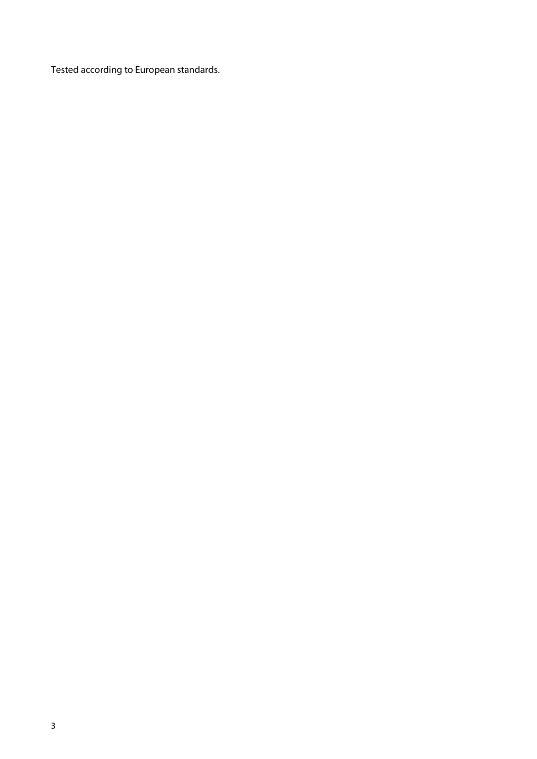Tested according to European standards.